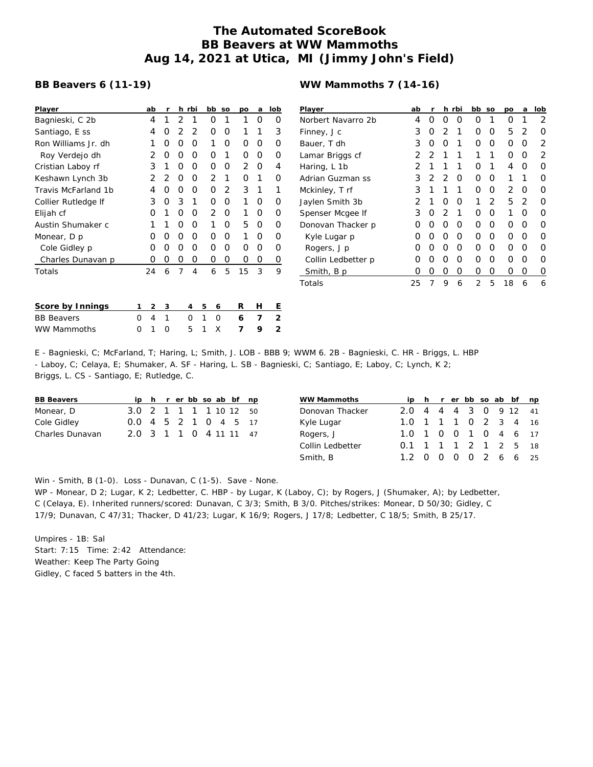# The Automated ScoreBook
# BB Beavers at WW Mammoths
# Aug 14, 2021 at Utica, MI (Jimmy John's Field)

## BB Beavers 6 (11-19)

| Player | ab | r | h | rbi | bb | so | po | a | lob |
|---|---|---|---|---|---|---|---|---|---|
| Bagnieski, C 2b | 4 | 1 | 2 | 1 | 0 | 1 | 1 | 0 | 0 |
| Santiago, E ss | 4 | 0 | 2 | 2 | 0 | 0 | 1 | 1 | 3 |
| Ron Williams Jr. dh | 1 | 0 | 0 | 0 | 1 | 0 | 0 | 0 | 0 |
| Roy Verdejo dh | 2 | 0 | 0 | 0 | 0 | 1 | 0 | 0 | 0 |
| Cristian Laboy rf | 3 | 1 | 0 | 0 | 0 | 0 | 2 | 0 | 4 |
| Keshawn Lynch 3b | 2 | 2 | 0 | 0 | 2 | 1 | 0 | 1 | 0 |
| Travis McFarland 1b | 4 | 0 | 0 | 0 | 0 | 2 | 3 | 1 | 1 |
| Collier Rutledge lf | 3 | 0 | 3 | 1 | 0 | 0 | 1 | 0 | 0 |
| Elijah cf | 0 | 1 | 0 | 0 | 2 | 0 | 1 | 0 | 0 |
| Austin Shumaker c | 1 | 1 | 0 | 0 | 1 | 0 | 5 | 0 | 0 |
| Monear, D p | 0 | 0 | 0 | 0 | 0 | 0 | 1 | 0 | 0 |
| Cole Gidley p | 0 | 0 | 0 | 0 | 0 | 0 | 0 | 0 | 0 |
| Charles Dunavan p | 0 | 0 | 0 | 0 | 0 | 0 | 0 | 0 | 0 |
| Totals | 24 | 6 | 7 | 4 | 6 | 5 | 15 | 3 | 9 |

## WW Mammoths 7 (14-16)

| Player | ab | r | h | rbi | bb | so | po | a | lob |
|---|---|---|---|---|---|---|---|---|---|
| Norbert Navarro 2b | 4 | 0 | 0 | 0 | 0 | 1 | 0 | 1 | 2 |
| Finney, J c | 3 | 0 | 2 | 1 | 0 | 0 | 5 | 2 | 0 |
| Bauer, T dh | 3 | 0 | 0 | 1 | 0 | 0 | 0 | 0 | 2 |
| Lamar Briggs cf | 2 | 2 | 1 | 1 | 1 | 1 | 0 | 0 | 2 |
| Haring, L 1b | 2 | 1 | 1 | 1 | 0 | 1 | 4 | 0 | 0 |
| Adrian Guzman ss | 3 | 2 | 2 | 0 | 0 | 0 | 1 | 1 | 0 |
| Mckinley, T rf | 3 | 1 | 1 | 1 | 0 | 0 | 2 | 0 | 0 |
| Jaylen Smith 3b | 2 | 1 | 0 | 0 | 1 | 2 | 5 | 2 | 0 |
| Spenser Mcgee lf | 3 | 0 | 2 | 1 | 0 | 0 | 1 | 0 | 0 |
| Donovan Thacker p | 0 | 0 | 0 | 0 | 0 | 0 | 0 | 0 | 0 |
| Kyle Lugar p | 0 | 0 | 0 | 0 | 0 | 0 | 0 | 0 | 0 |
| Rogers, J p | 0 | 0 | 0 | 0 | 0 | 0 | 0 | 0 | 0 |
| Collin Ledbetter p | 0 | 0 | 0 | 0 | 0 | 0 | 0 | 0 | 0 |
| Smith, B p | 0 | 0 | 0 | 0 | 0 | 0 | 0 | 0 | 0 |
| Totals | 25 | 7 | 9 | 6 | 2 | 5 | 18 | 6 | 6 |

| Score by Innings | 1 | 2 | 3 | 4 | 5 | 6 | R | H | E |
|---|---|---|---|---|---|---|---|---|---|
| BB Beavers | 0 | 4 | 1 | 0 | 1 | 0 | 6 | 7 | 2 |
| WW Mammoths | 0 | 1 | 0 | 5 | 1 | X | 7 | 9 | 2 |

E - Bagnieski, C; McFarland, T; Haring, L; Smith, J. LOB - BBB 9; WWM 6. 2B - Bagnieski, C. HR - Briggs, L. HBP - Laboy, C; Celaya, E; Shumaker, A. SF - Haring, L. SB - Bagnieski, C; Santiago, E; Laboy, C; Lynch, K 2; Briggs, L. CS - Santiago, E; Rutledge, C.

| BB Beavers | ip | h | r | er | bb | so | ab | bf | np |
|---|---|---|---|---|---|---|---|---|---|
| Monear, D | 3.0 | 2 | 1 | 1 | 1 | 1 | 10 | 12 | 50 |
| Cole Gidley | 0.0 | 4 | 5 | 2 | 1 | 0 | 4 | 5 | 17 |
| Charles Dunavan | 2.0 | 3 | 1 | 1 | 0 | 4 | 11 | 11 | 47 |

| WW Mammoths | ip | h | r | er | bb | so | ab | bf | np |
|---|---|---|---|---|---|---|---|---|---|
| Donovan Thacker | 2.0 | 4 | 4 | 4 | 3 | 0 | 9 | 12 | 41 |
| Kyle Lugar | 1.0 | 1 | 1 | 1 | 0 | 2 | 3 | 4 | 16 |
| Rogers, J | 1.0 | 1 | 0 | 0 | 1 | 0 | 4 | 6 | 17 |
| Collin Ledbetter | 0.1 | 1 | 1 | 1 | 2 | 1 | 2 | 5 | 18 |
| Smith, B | 1.2 | 0 | 0 | 0 | 0 | 2 | 6 | 6 | 25 |

Win - Smith, B (1-0). Loss - Dunavan, C (1-5). Save - None.
WP - Monear, D 2; Lugar, K 2; Ledbetter, C. HBP - by Lugar, K (Laboy, C); by Rogers, J (Shumaker, A); by Ledbetter, C (Celaya, E). Inherited runners/scored: Dunavan, C 3/3; Smith, B 3/0. Pitches/strikes: Monear, D 50/30; Gidley, C 17/9; Dunavan, C 47/31; Thacker, D 41/23; Lugar, K 16/9; Rogers, J 17/8; Ledbetter, C 18/5; Smith, B 25/17.

Umpires - 1B: Sal
Start: 7:15 Time: 2:42 Attendance:
Weather: Keep The Party Going
Gidley, C faced 5 batters in the 4th.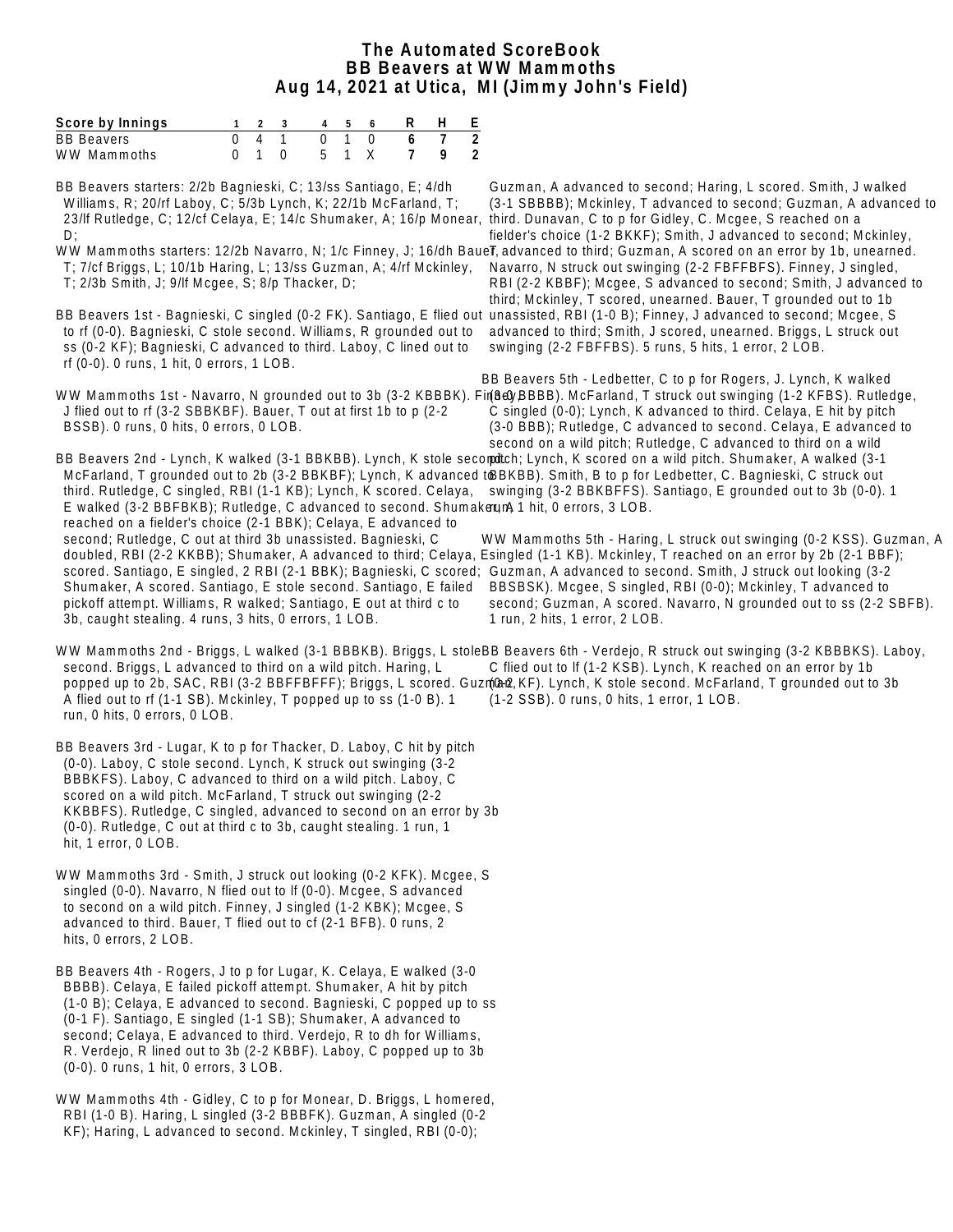# The Automated ScoreBook
## BB Beavers at WW Mammoths
## Aug 14, 2021 at Utica, MI (Jimmy John's Field)

| Score by Innings | 1 | 2 | 3 | 4 | 5 | 6 | R | H | E |
|---|---|---|---|---|---|---|---|---|---|
| BB Beavers | 0 | 4 | 1 | 0 | 1 | 0 | 6 | 7 | 2 |
| WW Mammoths | 0 | 1 | 0 | 5 | 1 | X | 7 | 9 | 2 |

BB Beavers starters: 2/2b Bagnieski, C; 13/ss Santiago, E; 4/dh Williams, R; 20/rf Laboy, C; 5/3b Lynch, K; 22/1b McFarland, T; 23/lf Rutledge, C; 12/cf Celaya, E; 14/c Shumaker, A; 16/p Monear, D;

WW Mammoths starters: 12/2b Navarro, N; 1/c Finney, J; 16/dh Bauer, T; 7/cf Briggs, L; 10/1b Haring, L; 13/ss Guzman, A; 4/rf Mckinley, T; 2/3b Smith, J; 9/lf Mcgee, S; 8/p Thacker, D;

BB Beavers 1st - Bagnieski, C singled (0-2 FK). Santiago, E flied out to rf (0-0). Bagnieski, C stole second. Williams, R grounded out to ss (0-2 KF); Bagnieski, C advanced to third. Laboy, C lined out to rf (0-0). 0 runs, 1 hit, 0 errors, 1 LOB.

WW Mammoths 1st - Navarro, N grounded out to 3b (3-2 KBBBK). Finney, J flied out to rf (3-2 SBBKBF). Bauer, T out at first 1b to p (2-2 BSSB). 0 runs, 0 hits, 0 errors, 0 LOB.

BB Beavers 2nd - Lynch, K walked (3-1 BBKBB). Lynch, K stole second. McFarland, T grounded out to 2b (3-2 BBKBF); Lynch, K advanced to third. Rutledge, C singled, RBI (1-1 KB); Lynch, K scored. Celaya, E walked (3-2 BBFBKB); Rutledge, C advanced to second. Shumaker, A reached on a fielder's choice (2-1 BBK); Celaya, E advanced to second; Rutledge, C out at third 3b unassisted. Bagnieski, C doubled, RBI (2-2 KKBB); Shumaker, A advanced to third; Celaya, E scored. Santiago, E singled, 2 RBI (2-1 BBK); Bagnieski, C scored; Shumaker, A scored. Santiago, E stole second. Santiago, E failed pickoff attempt. Williams, R walked; Santiago, E out at third c to 3b, caught stealing. 4 runs, 3 hits, 0 errors, 1 LOB.

WW Mammoths 2nd - Briggs, L walked (3-1 BBBKB). Briggs, L stole second. Briggs, L advanced to third on a wild pitch. Haring, L popped up to 2b, SAC, RBI (3-2 BBFFBFFF); Briggs, L scored. Guzman, A flied out to rf (1-1 SB). Mckinley, T popped up to ss (1-0 B). 1 run, 0 hits, 0 errors, 0 LOB.

BB Beavers 3rd - Lugar, K to p for Thacker, D. Laboy, C hit by pitch (0-0). Laboy, C stole second. Lynch, K struck out swinging (3-2 BBBKFS). Laboy, C advanced to third on a wild pitch. Laboy, C scored on a wild pitch. McFarland, T struck out swinging (2-2 KKBBFS). Rutledge, C singled, advanced to second on an error by 3b (0-0). Rutledge, C out at third c to 3b, caught stealing. 1 run, 1 hit, 1 error, 0 LOB.

WW Mammoths 3rd - Smith, J struck out looking (0-2 KFK). Mcgee, S singled (0-0). Navarro, N flied out to lf (0-0). Mcgee, S advanced to second on a wild pitch. Finney, J singled (1-2 KBK); Mcgee, S advanced to third. Bauer, T flied out to cf (2-1 BFB). 0 runs, 2 hits, 0 errors, 2 LOB.

BB Beavers 4th - Rogers, J to p for Lugar, K. Celaya, E walked (3-0 BBBB). Celaya, E failed pickoff attempt. Shumaker, A hit by pitch (1-0 B); Celaya, E advanced to second. Bagnieski, C popped up to ss (0-1 F). Santiago, E singled (1-1 SB); Shumaker, A advanced to second; Celaya, E advanced to third. Verdejo, R to dh for Williams, R. Verdejo, R lined out to 3b (2-2 KBBF). Laboy, C popped up to 3b (0-0). 0 runs, 1 hit, 0 errors, 3 LOB.

WW Mammoths 4th - Gidley, C to p for Monear, D. Briggs, L homered, RBI (1-0 B). Haring, L singled (3-2 BBBFK). Guzman, A singled (0-2 KF); Haring, L advanced to second. Mckinley, T singled, RBI (0-0); Guzman, A advanced to second; Haring, L scored. Smith, J walked (3-1 SBBBB); Mckinley, T advanced to second; Guzman, A advanced to third. Dunavan, C to p for Gidley, C. Mcgee, S reached on a fielder's choice (1-2 BKKF); Smith, J advanced to second; Mckinley, T advanced to third; Guzman, A scored on an error by 1b, unearned. Navarro, N struck out swinging (2-2 FBFFBFS). Finney, J singled, RBI (2-2 KBBF); Mcgee, S advanced to second; Smith, J advanced to third; Mckinley, T scored, unearned. Bauer, T grounded out to 1b unassisted, RBI (1-0 B); Finney, J advanced to second; Mcgee, S advanced to third; Smith, J scored, unearned. Briggs, L struck out swinging (2-2 FBFFBS). 5 runs, 5 hits, 1 error, 2 LOB.

BB Beavers 5th - Ledbetter, C to p for Rogers, J. Lynch, K walked (3-0 BBBB). McFarland, T struck out swinging (1-2 KFBS). Rutledge, C singled (0-0); Lynch, K advanced to third. Celaya, E hit by pitch (3-0 BBB); Rutledge, C advanced to second. Celaya, E advanced to second on a wild pitch; Rutledge, C advanced to third on a wild pitch; Lynch, K scored on a wild pitch. Shumaker, A walked (3-1 BBKBB). Smith, B to p for Ledbetter, C. Bagnieski, C struck out swinging (3-2 BBKBFFS). Santiago, E grounded out to 3b (0-0). 1 run, 1 hit, 0 errors, 3 LOB.

WW Mammoths 5th - Haring, L struck out swinging (0-2 KSS). Guzman, A singled (1-1 KB). Mckinley, T reached on an error by 2b (2-1 BBF); Guzman, A advanced to second. Smith, J struck out looking (3-2 BBSBSK). Mcgee, S singled, RBI (0-0); Mckinley, T advanced to second; Guzman, A scored. Navarro, N grounded out to ss (2-2 SBFB). 1 run, 2 hits, 1 error, 2 LOB.

BB Beavers 6th - Verdejo, R struck out swinging (3-2 KBBBKS). Laboy, C flied out to lf (1-2 KSB). Lynch, K reached on an error by 1b (0-2 KF). Lynch, K stole second. McFarland, T grounded out to 3b (1-2 SSB). 0 runs, 0 hits, 1 error, 1 LOB.